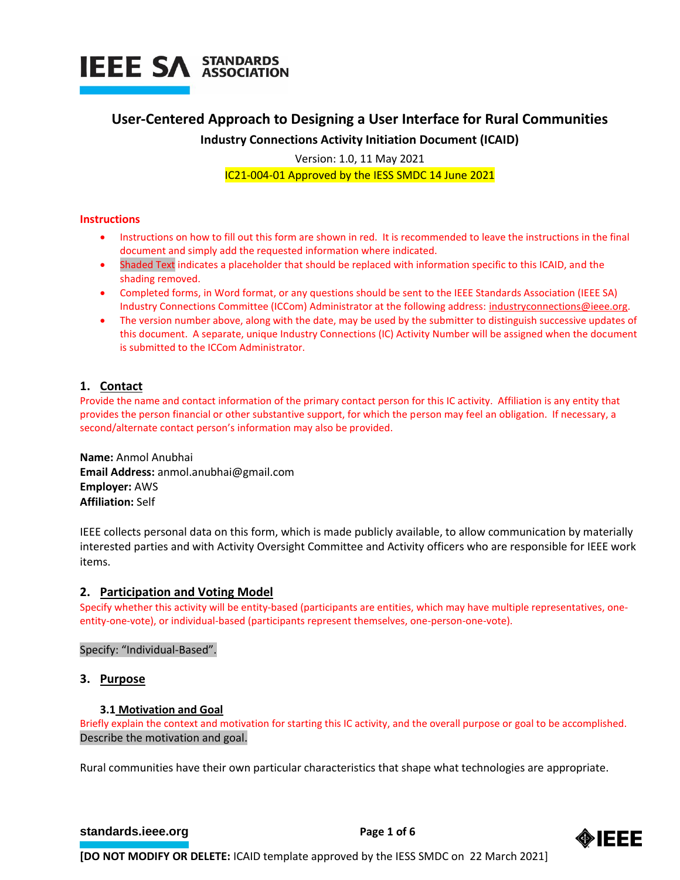# User-Centered Approach to Designing a User Interface for Rural Communities

**Industry Connections Activity Initiation Document (ICAID)**

Version: 1.0, 11 May 2021

IC21-004-01 Approved by the IESS SMDC 14 June 2021

**Instructions**

- Instructions on how to fill out this form are shown in red. It is recommended to leave the instructions in the final document and simply add the requested information where indicated.
- Shaded Text indicates a placeholder that should be replaced with information specific to this ICAID, and the shading removed.
- Completed forms, in Word format, or any questions should be sent to the IEEE Standards Association (IEEE SA) Industry Connections Committee (ICCom) Administrator at the following address: industryconnections@ieee.org.
- The version number above, along with the date, may be used by the submitter to distinguish successive updates of this document. A separate, unique Industry Connections (IC) Activity Number will be assigned when the document is submitted to the ICCom Administrator.

## 1. Contact

Provide the name and contact information of the primary contact person for this IC activity. Affiliation is any entity that provides the person financial or other substantive support, for which the person may feel an obligation. If necessary, a second/alternate contact person's information may also be provided.

**Name:** Anmol Anubhai
**Email Address:** anmol.anubhai@gmail.com
**Employer:** AWS
**Affiliation:** Self

IEEE collects personal data on this form, which is made publicly available, to allow communication by materially interested parties and with Activity Oversight Committee and Activity officers who are responsible for IEEE work items.

## 2. Participation and Voting Model

Specify whether this activity will be entity-based (participants are entities, which may have multiple representatives, one-entity-one-vote), or individual-based (participants represent themselves, one-person-one-vote).

Specify: "Individual-Based".

## 3. Purpose

### 3.1 Motivation and Goal

Briefly explain the context and motivation for starting this IC activity, and the overall purpose or goal to be accomplished.

Describe the motivation and goal.

Rural communities have their own particular characteristics that shape what technologies are appropriate.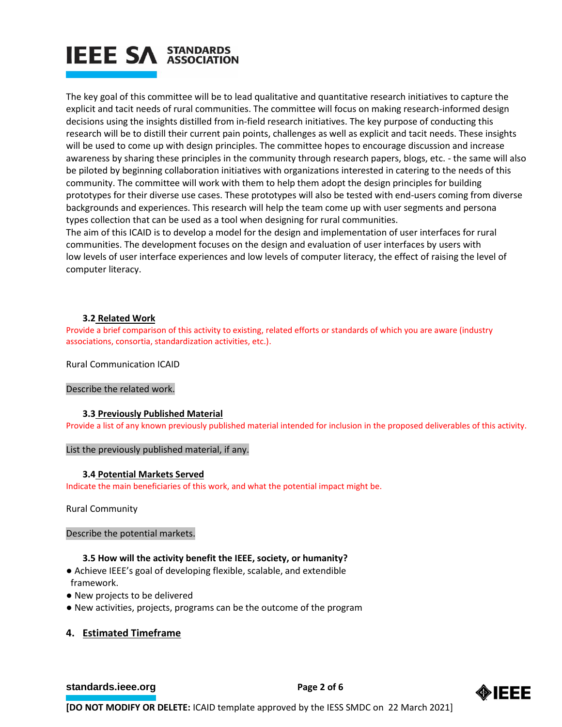The key goal of this committee will be to lead qualitative and quantitative research initiatives to capture the explicit and tacit needs of rural communities. The committee will focus on making research-informed design decisions using the insights distilled from in-field research initiatives. The key purpose of conducting this research will be to distill their current pain points, challenges as well as explicit and tacit needs. These insights will be used to come up with design principles. The committee hopes to encourage discussion and increase awareness by sharing these principles in the community through research papers, blogs, etc. - the same will also be piloted by beginning collaboration initiatives with organizations interested in catering to the needs of this community. The committee will work with them to help them adopt the design principles for building prototypes for their diverse use cases. These prototypes will also be tested with end-users coming from diverse backgrounds and experiences. This research will help the team come up with user segments and persona types collection that can be used as a tool when designing for rural communities.
The aim of this ICAID is to develop a model for the design and implementation of user interfaces for rural communities. The development focuses on the design and evaluation of user interfaces by users with low levels of user interface experiences and low levels of computer literacy, the effect of raising the level of computer literacy.

### 3.2 Related Work

Provide a brief comparison of this activity to existing, related efforts or standards of which you are aware (industry associations, consortia, standardization activities, etc.).

Rural Communication ICAID

Describe the related work.

### 3.3 Previously Published Material

Provide a list of any known previously published material intended for inclusion in the proposed deliverables of this activity.

List the previously published material, if any.

### 3.4 Potential Markets Served

Indicate the main beneficiaries of this work, and what the potential impact might be.

Rural Community

Describe the potential markets.

### 3.5 How will the activity benefit the IEEE, society, or humanity?

- Achieve IEEE's goal of developing flexible, scalable, and extendible framework.
- New projects to be delivered
- New activities, projects, programs can be the outcome of the program

## 4. Estimated Timeframe

**[DO NOT MODIFY OR DELETE:** ICAID template approved by the IESS SMDC on 22 March 2021]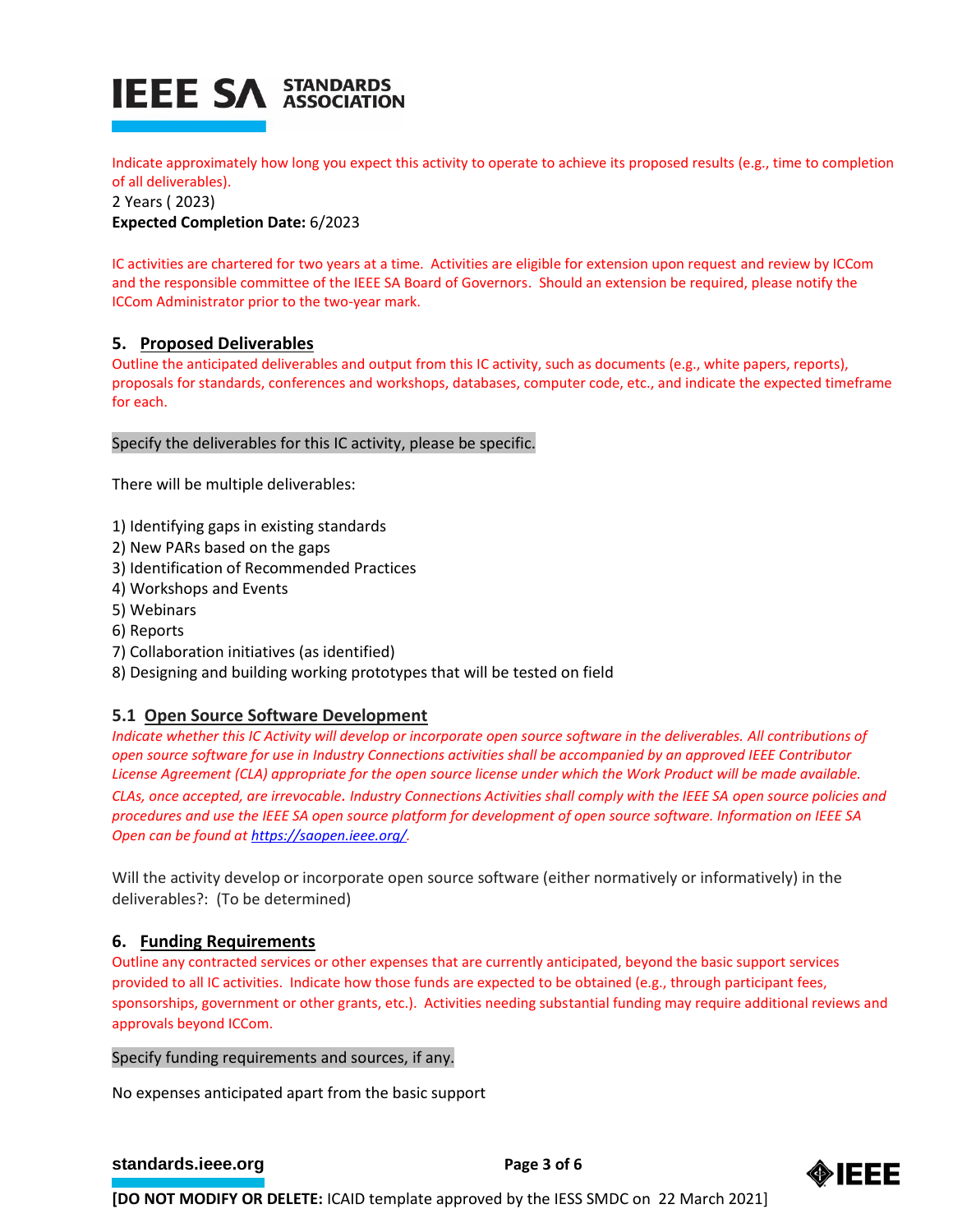Indicate approximately how long you expect this activity to operate to achieve its proposed results (e.g., time to completion of all deliverables).

2 Years ( 2023)

**Expected Completion Date:** 6/2023

IC activities are chartered for two years at a time. Activities are eligible for extension upon request and review by ICCom and the responsible committee of the IEEE SA Board of Governors. Should an extension be required, please notify the ICCom Administrator prior to the two-year mark.

## 5. Proposed Deliverables

Outline the anticipated deliverables and output from this IC activity, such as documents (e.g., white papers, reports), proposals for standards, conferences and workshops, databases, computer code, etc., and indicate the expected timeframe for each.

Specify the deliverables for this IC activity, please be specific.

There will be multiple deliverables:

1) Identifying gaps in existing standards
2) New PARs based on the gaps
3) Identification of Recommended Practices
4) Workshops and Events
5) Webinars
6) Reports
7) Collaboration initiatives (as identified)
8) Designing and building working prototypes that will be tested on field

### 5.1 Open Source Software Development

*Indicate whether this IC Activity will develop or incorporate open source software in the deliverables. All contributions of open source software for use in Industry Connections activities shall be accompanied by an approved IEEE Contributor License Agreement (CLA) appropriate for the open source license under which the Work Product will be made available. CLAs, once accepted, are irrevocable. Industry Connections Activities shall comply with the IEEE SA open source policies and procedures and use the IEEE SA open source platform for development of open source software. Information on IEEE SA Open can be found at [https://saopen.ieee.org/](https://saopen.ieee.org/).*

Will the activity develop or incorporate open source software (either normatively or informatively) in the deliverables?: (To be determined)

## 6. Funding Requirements

Outline any contracted services or other expenses that are currently anticipated, beyond the basic support services provided to all IC activities. Indicate how those funds are expected to be obtained (e.g., through participant fees, sponsorships, government or other grants, etc.). Activities needing substantial funding may require additional reviews and approvals beyond ICCom.

Specify funding requirements and sources, if any.

No expenses anticipated apart from the basic support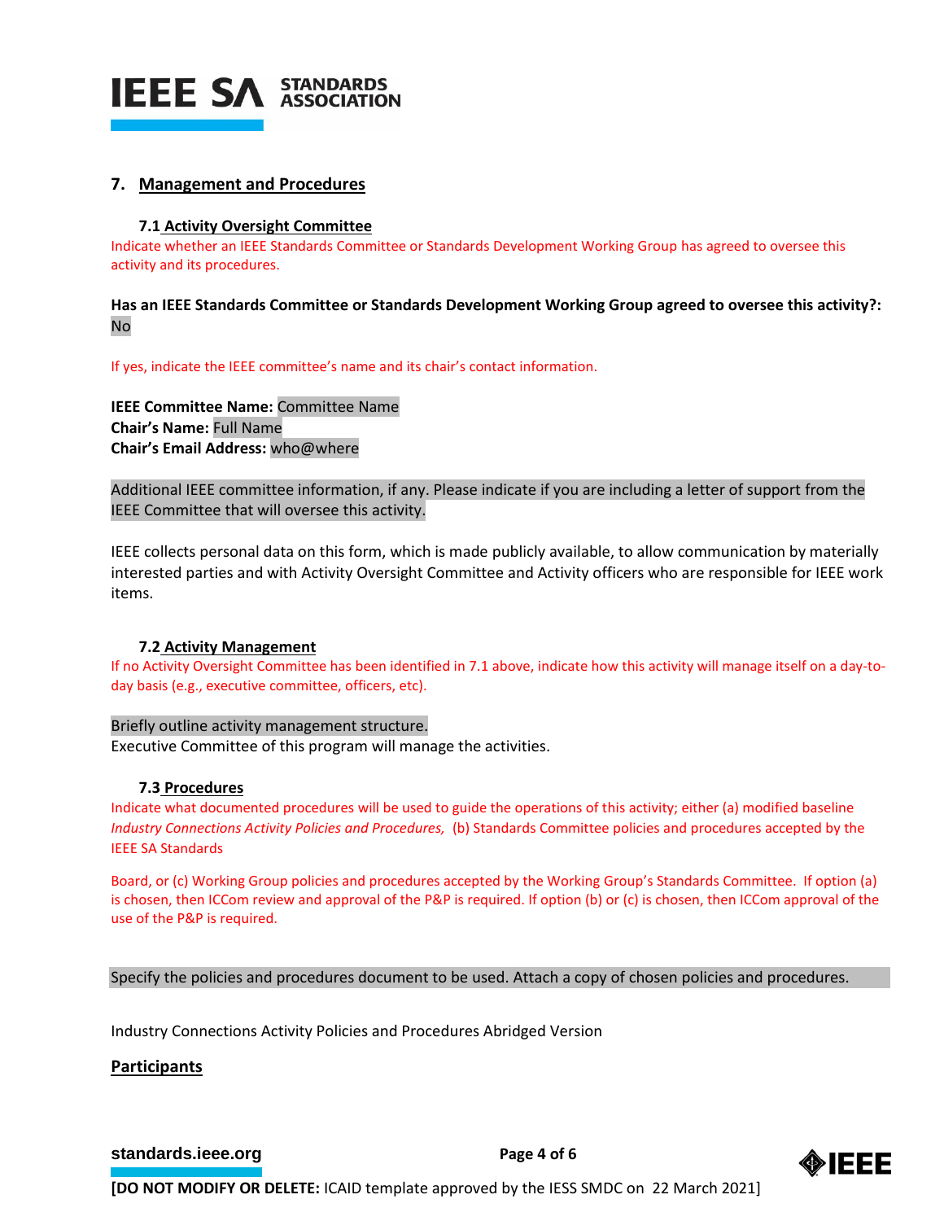## 7. Management and Procedures

### 7.1 Activity Oversight Committee

Indicate whether an IEEE Standards Committee or Standards Development Working Group has agreed to oversee this activity and its procedures.

**Has an IEEE Standards Committee or Standards Development Working Group agreed to oversee this activity?:** No

If yes, indicate the IEEE committee's name and its chair's contact information.

**IEEE Committee Name:** Committee Name
**Chair's Name:** Full Name
**Chair's Email Address:** who@where

Additional IEEE committee information, if any. Please indicate if you are including a letter of support from the IEEE Committee that will oversee this activity.

IEEE collects personal data on this form, which is made publicly available, to allow communication by materially interested parties and with Activity Oversight Committee and Activity officers who are responsible for IEEE work items.

### 7.2 Activity Management

If no Activity Oversight Committee has been identified in 7.1 above, indicate how this activity will manage itself on a day-to-day basis (e.g., executive committee, officers, etc).

Briefly outline activity management structure.
Executive Committee of this program will manage the activities.

### 7.3 Procedures

Indicate what documented procedures will be used to guide the operations of this activity; either (a) modified baseline *Industry Connections Activity Policies and Procedures,* (b) Standards Committee policies and procedures accepted by the IEEE SA Standards

Board, or (c) Working Group policies and procedures accepted by the Working Group's Standards Committee. If option (a) is chosen, then ICCom review and approval of the P&P is required. If option (b) or (c) is chosen, then ICCom approval of the use of the P&P is required.

Specify the policies and procedures document to be used. Attach a copy of chosen policies and procedures.

Industry Connections Activity Policies and Procedures Abridged Version

**Participants**

**[DO NOT MODIFY OR DELETE:** ICAID template approved by the IESS SMDC on 22 March 2021]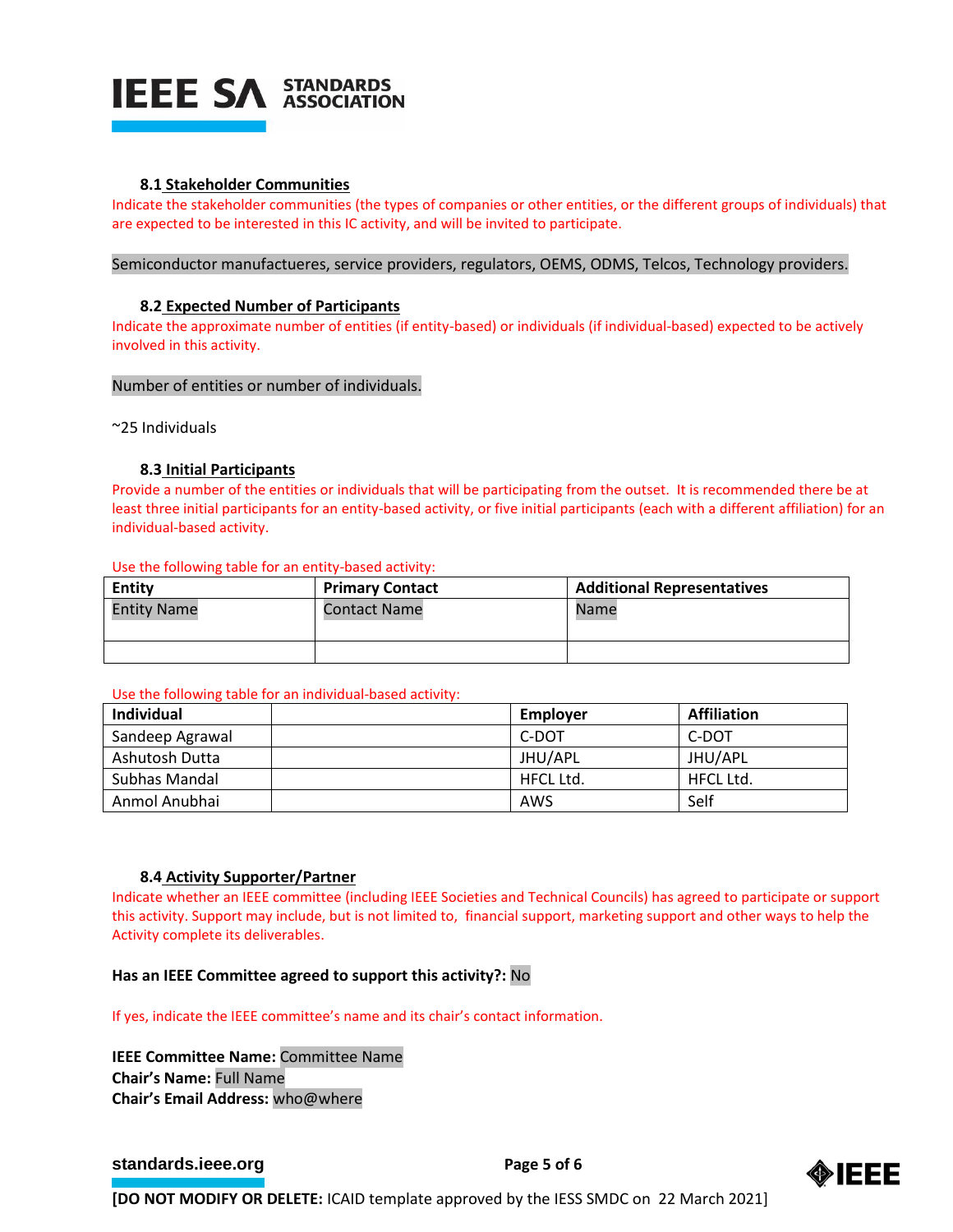### 8.1 Stakeholder Communities

Indicate the stakeholder communities (the types of companies or other entities, or the different groups of individuals) that are expected to be interested in this IC activity, and will be invited to participate.

Semiconductor manufactueres, service providers, regulators, OEMS, ODMS, Telcos, Technology providers.

### 8.2 Expected Number of Participants

Indicate the approximate number of entities (if entity-based) or individuals (if individual-based) expected to be actively involved in this activity.

Number of entities or number of individuals.

~25 Individuals

### 8.3 Initial Participants

Provide a number of the entities or individuals that will be participating from the outset. It is recommended there be at least three initial participants for an entity-based activity, or five initial participants (each with a different affiliation) for an individual-based activity.

Use the following table for an entity-based activity:

| Entity | Primary Contact | Additional Representatives |
|---|---|---|
| Entity Name | Contact Name | Name |
| | | |

Use the following table for an individual-based activity:

| Individual | | Employer | Affiliation |
|---|---|---|---|
| Sandeep Agrawal | | C-DOT | C-DOT |
| Ashutosh Dutta | | JHU/APL | JHU/APL |
| Subhas Mandal | | HFCL Ltd. | HFCL Ltd. |
| Anmol Anubhai | | AWS | Self |

### 8.4 Activity Supporter/Partner

Indicate whether an IEEE committee (including IEEE Societies and Technical Councils) has agreed to participate or support this activity. Support may include, but is not limited to, financial support, marketing support and other ways to help the Activity complete its deliverables.

**Has an IEEE Committee agreed to support this activity?:** No

If yes, indicate the IEEE committee's name and its chair's contact information.

**IEEE Committee Name:** Committee Name
**Chair's Name:** Full Name
**Chair's Email Address:** who@where

**[DO NOT MODIFY OR DELETE:** ICAID template approved by the IESS SMDC on 22 March 2021]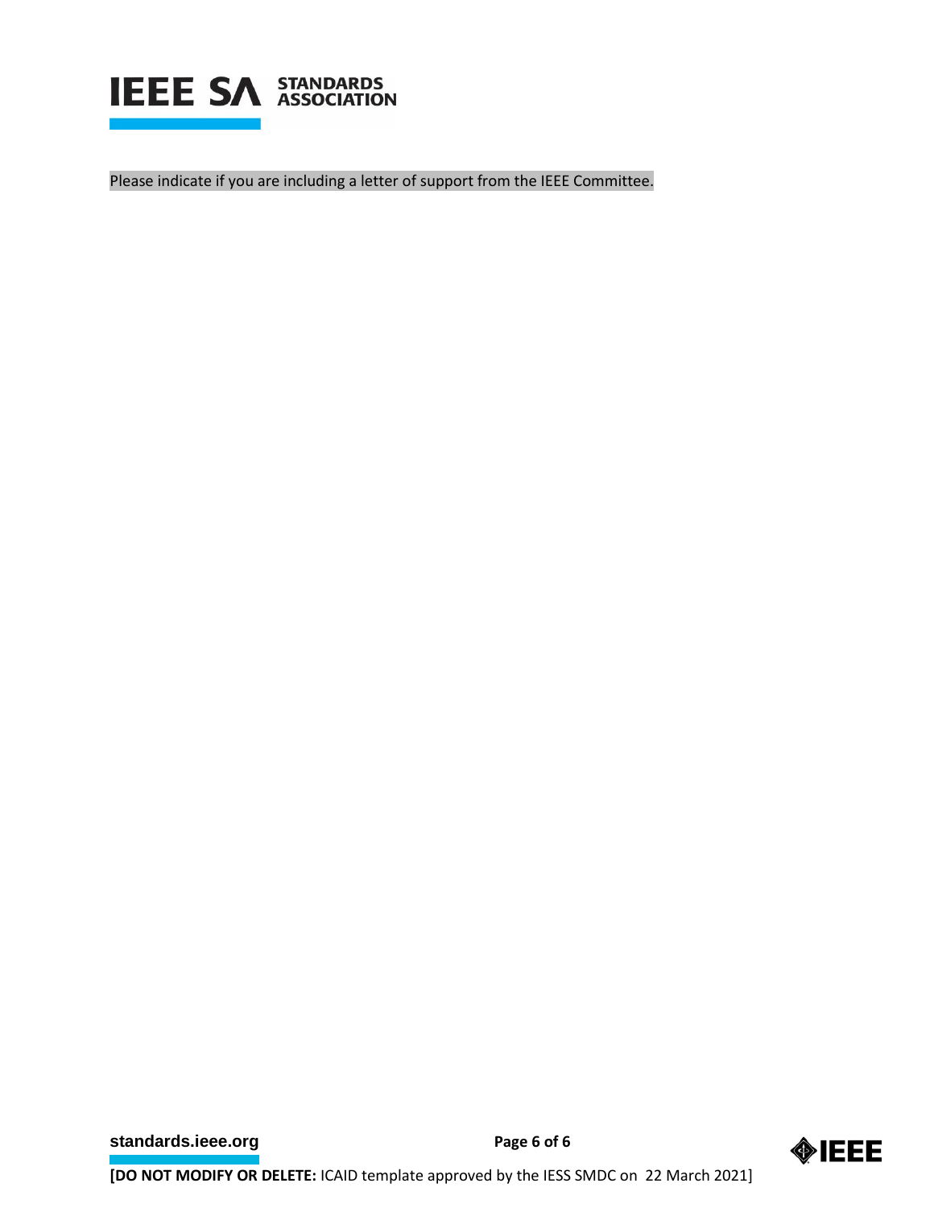Please indicate if you are including a letter of support from the IEEE Committee.